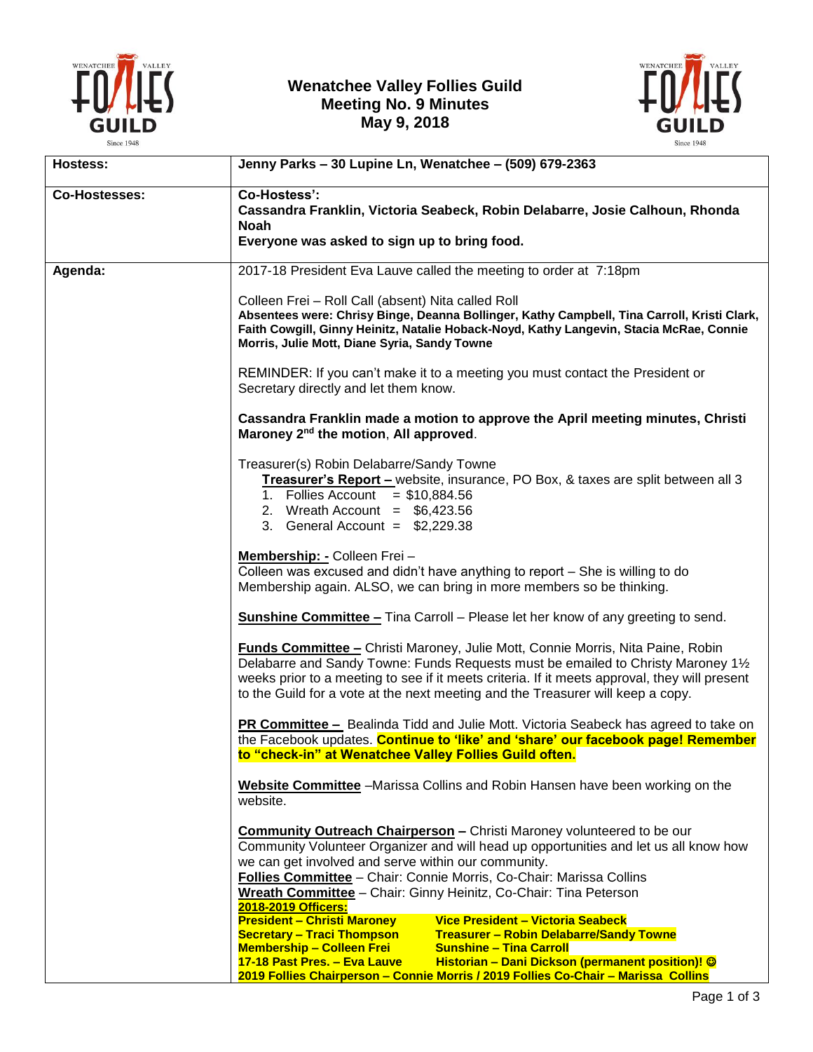# Wenatchee Valley Follies Guild
## Meeting No. 9 Minutes
## May 9, 2018

| | |
|---|---|
| **Hostess:** | **Jenny Parks – 30 Lupine Ln, Wenatchee – (509) 679-2363** |
| **Co-Hostesses:** | **Co-Hostess':** <br> **Cassandra Franklin, Victoria Seabeck, Robin Delabarre, Josie Calhoun, Rhonda Noah** <br> **Everyone was asked to sign up to bring food.** |
| **Agenda:** | 2017-18 President Eva Lauve called the meeting to order at 7:18pm <br><br> Colleen Frei – Roll Call (absent) Nita called Roll <br> **Absentees were: Chrisy Binge, Deanna Bollinger, Kathy Campbell, Tina Carroll, Kristi Clark, Faith Cowgill, Ginny Heinitz, Natalie Hoback-Noyd, Kathy Langevin, Stacia McRae, Connie Morris, Julie Mott, Diane Syria, Sandy Towne** <br><br> REMINDER: If you can't make it to a meeting you must contact the President or Secretary directly and let them know. <br><br> **Cassandra Franklin made a motion to approve the April meeting minutes, Christi Maroney 2nd the motion**, **All approved**. <br><br> Treasurer(s) Robin Delabarre/Sandy Towne <br> **Treasurer's Report –** website, insurance, PO Box, & taxes are split between all 3 <br> 1. Follies Account = $10,884.56 <br> 2. Wreath Account = $6,423.56 <br> 3. General Account = $2,229.38 <br><br> **Membership: -** Colleen Frei – <br> Colleen was excused and didn't have anything to report – She is willing to do Membership again. ALSO, we can bring in more members so be thinking. <br><br> **Sunshine Committee –** Tina Carroll – Please let her know of any greeting to send. <br><br> **Funds Committee –** Christi Maroney, Julie Mott, Connie Morris, Nita Paine, Robin Delabarre and Sandy Towne: Funds Requests must be emailed to Christy Maroney 1½ weeks prior to a meeting to see if it meets criteria. If it meets approval, they will present to the Guild for a vote at the next meeting and the Treasurer will keep a copy. <br><br> **PR Committee –** Bealinda Tidd and Julie Mott. Victoria Seabeck has agreed to take on the Facebook updates. **Continue to 'like' and 'share' our facebook page! Remember to "check-in" at Wenatchee Valley Follies Guild often.** <br><br> **Website Committee** –Marissa Collins and Robin Hansen have been working on the website. <br><br> **Community Outreach Chairperson –** Christi Maroney volunteered to be our Community Volunteer Organizer and will head up opportunities and let us all know how we can get involved and serve within our community. <br> **Follies Committee** – Chair: Connie Morris, Co-Chair: Marissa Collins <br> **Wreath Committee** – Chair: Ginny Heinitz, Co-Chair: Tina Peterson <br> **2018-2019 Officers:** <br> **President – Christi Maroney** **Vice President – Victoria Seabeck** <br> **Secretary – Traci Thompson** **Treasurer – Robin Delabarre/Sandy Towne** <br> **Membership – Colleen Frei** **Sunshine – Tina Carroll** <br> **17-18 Past Pres. – Eva Lauve** **Historian – Dani Dickson (permanent position)! ☺** <br> **2019 Follies Chairperson – Connie Morris / 2019 Follies Co-Chair – Marissa Collins** |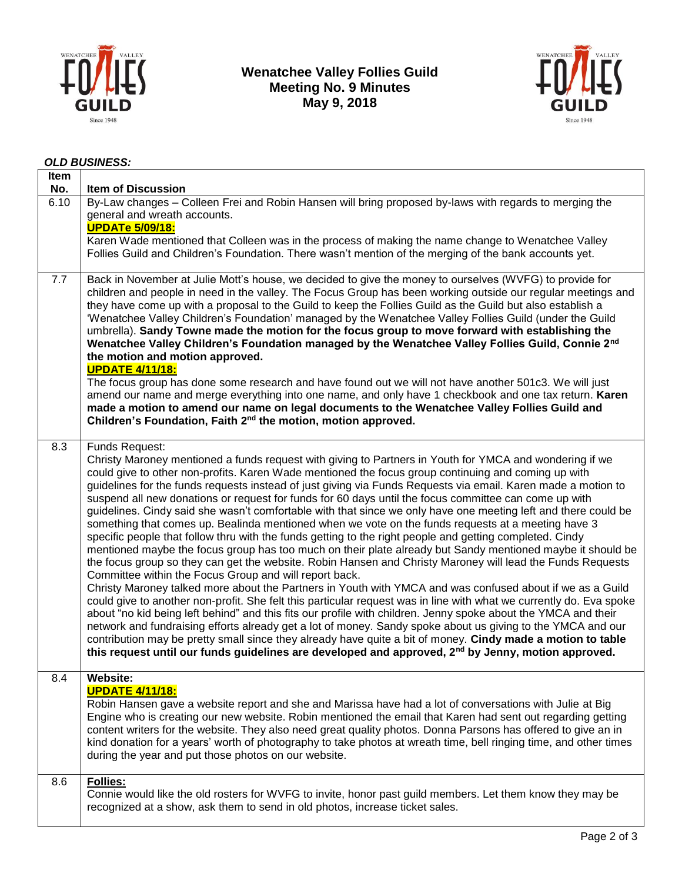# Wenatchee Valley Follies Guild
## Meeting No. 9 Minutes
## May 9, 2018

***OLD BUSINESS:***

| Item No. | Item of Discussion |
|---|---|
| 6.10 | By-Law changes – Colleen Frei and Robin Hansen will bring proposed by-laws with regards to merging the general and wreath accounts.<br>**UPDATe 5/09/18:**<br>Karen Wade mentioned that Colleen was in the process of making the name change to Wenatchee Valley Follies Guild and Children's Foundation. There wasn't mention of the merging of the bank accounts yet. |
| 7.7 | Back in November at Julie Mott's house, we decided to give the money to ourselves (WVFG) to provide for children and people in need in the valley. The Focus Group has been working outside our regular meetings and they have come up with a proposal to the Guild to keep the Follies Guild as the Guild but also establish a 'Wenatchee Valley Children's Foundation' managed by the Wenatchee Valley Follies Guild (under the Guild umbrella). **Sandy Towne made the motion for the focus group to move forward with establishing the Wenatchee Valley Children's Foundation managed by the Wenatchee Valley Follies Guild, Connie 2nd the motion and motion approved.**<br>**UPDATE 4/11/18:**<br>The focus group has done some research and have found out we will not have another 501c3. We will just amend our name and merge everything into one name, and only have 1 checkbook and one tax return. **Karen made a motion to amend our name on legal documents to the Wenatchee Valley Follies Guild and Children's Foundation, Faith 2nd the motion, motion approved.** |
| 8.3 | Funds Request:<br>Christy Maroney mentioned a funds request with giving to Partners in Youth for YMCA and wondering if we could give to other non-profits. Karen Wade mentioned the focus group continuing and coming up with guidelines for the funds requests instead of just giving via Funds Requests via email. Karen made a motion to suspend all new donations or request for funds for 60 days until the focus committee can come up with guidelines. Cindy said she wasn't comfortable with that since we only have one meeting left and there could be something that comes up. Bealinda mentioned when we vote on the funds requests at a meeting have 3 specific people that follow thru with the funds getting to the right people and getting completed. Cindy mentioned maybe the focus group has too much on their plate already but Sandy mentioned maybe it should be the focus group so they can get the website. Robin Hansen and Christy Maroney will lead the Funds Requests Committee within the Focus Group and will report back.<br>Christy Maroney talked more about the Partners in Youth with YMCA and was confused about if we as a Guild could give to another non-profit. She felt this particular request was in line with what we currently do. Eva spoke about "no kid being left behind" and this fits our profile with children. Jenny spoke about the YMCA and their network and fundraising efforts already get a lot of money. Sandy spoke about us giving to the YMCA and our contribution may be pretty small since they already have quite a bit of money. **Cindy made a motion to table this request until our funds guidelines are developed and approved, 2nd by Jenny, motion approved.** |
| 8.4 | **Website:**<br>**UPDATE 4/11/18:**<br>Robin Hansen gave a website report and she and Marissa have had a lot of conversations with Julie at Big Engine who is creating our new website. Robin mentioned the email that Karen had sent out regarding getting content writers for the website. They also need great quality photos. Donna Parsons has offered to give an in kind donation for a years' worth of photography to take photos at wreath time, bell ringing time, and other times during the year and put those photos on our website. |
| 8.6 | **Follies:**<br>Connie would like the old rosters for WVFG to invite, honor past guild members. Let them know they may be recognized at a show, ask them to send in old photos, increase ticket sales. |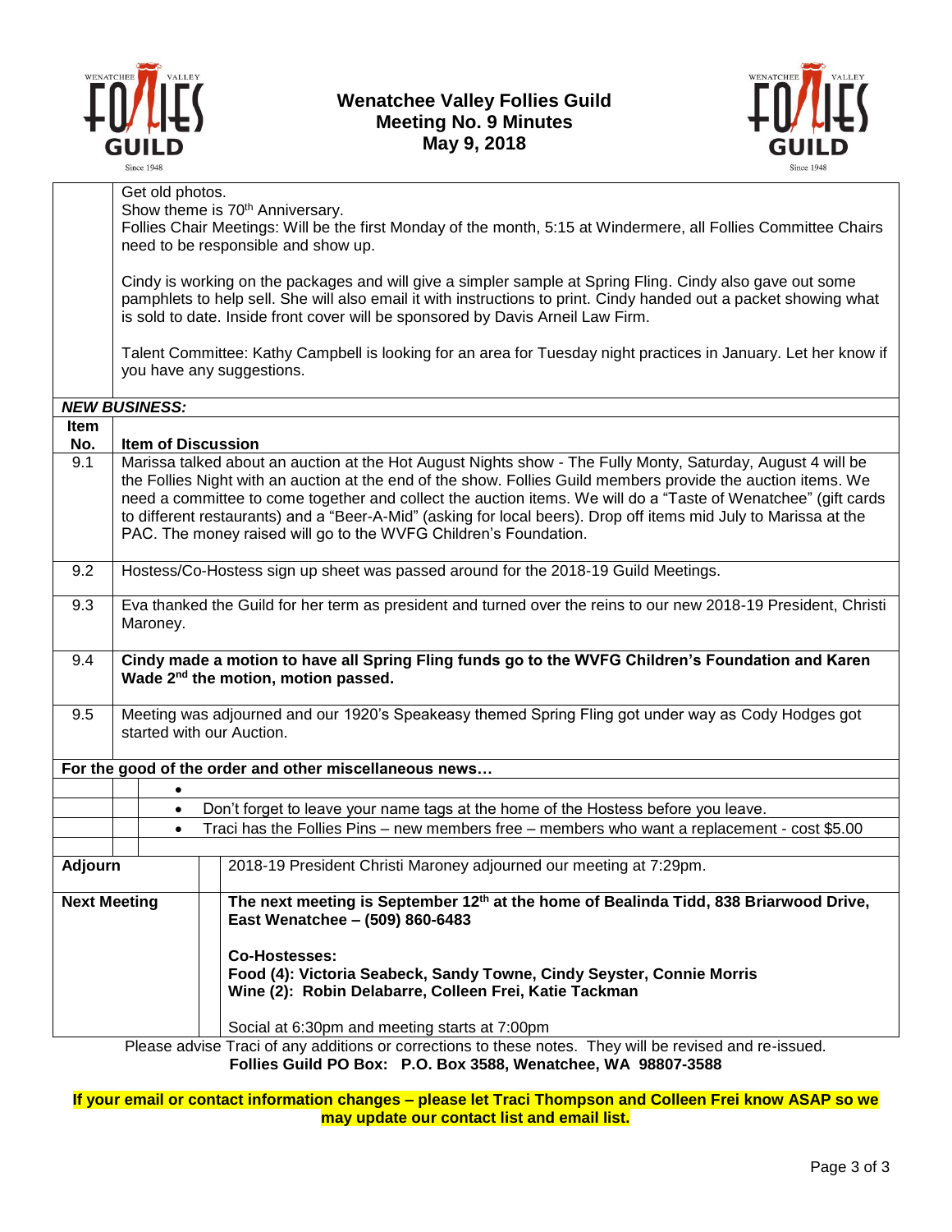# Wenatchee Valley Follies Guild
## Meeting No. 9 Minutes
## May 9, 2018

| | |
|---|---|
| | Get old photos.<br>Show theme is 70th Anniversary.<br>Follies Chair Meetings: Will be the first Monday of the month, 5:15 at Windermere, all Follies Committee Chairs need to be responsible and show up.<br><br>Cindy is working on the packages and will give a simpler sample at Spring Fling. Cindy also gave out some pamphlets to help sell. She will also email it with instructions to print. Cindy handed out a packet showing what is sold to date. Inside front cover will be sponsored by Davis Arneil Law Firm.<br><br>Talent Committee: Kathy Campbell is looking for an area for Tuesday night practices in January. Let her know if you have any suggestions. |

***NEW BUSINESS:***

| Item No. | Item of Discussion |
|---|---|
| 9.1 | Marissa talked about an auction at the Hot August Nights show - The Fully Monty, Saturday, August 4 will be the Follies Night with an auction at the end of the show. Follies Guild members provide the auction items. We need a committee to come together and collect the auction items. We will do a "Taste of Wenatchee" (gift cards to different restaurants) and a "Beer-A-Mid" (asking for local beers). Drop off items mid July to Marissa at the PAC. The money raised will go to the WVFG Children's Foundation. |
| 9.2 | Hostess/Co-Hostess sign up sheet was passed around for the 2018-19 Guild Meetings. |
| 9.3 | Eva thanked the Guild for her term as president and turned over the reins to our new 2018-19 President, Christi Maroney. |
| 9.4 | **Cindy made a motion to have all Spring Fling funds go to the WVFG Children's Foundation and Karen Wade 2nd the motion, motion passed.** |
| 9.5 | Meeting was adjourned and our 1920's Speakeasy themed Spring Fling got under way as Cody Hodges got started with our Auction. |

**For the good of the order and other miscellaneous news…**

- Don't forget to leave your name tags at the home of the Hostess before you leave.
- Traci has the Follies Pins – new members free – members who want a replacement - cost $5.00

| | |
|---|---|
| **Adjourn** | 2018-19 President Christi Maroney adjourned our meeting at 7:29pm. |
| **Next Meeting** | **The next meeting is September 12th at the home of Bealinda Tidd, 838 Briarwood Drive, East Wenatchee – (509) 860-6483**<br><br>**Co-Hostesses:**<br>**Food (4): Victoria Seabeck, Sandy Towne, Cindy Seyster, Connie Morris**<br>**Wine (2): Robin Delabarre, Colleen Frei, Katie Tackman**<br><br>Social at 6:30pm and meeting starts at 7:00pm |

Please advise Traci of any additions or corrections to these notes. They will be revised and re-issued.
**Follies Guild PO Box: P.O. Box 3588, Wenatchee, WA 98807-3588**

**If your email or contact information changes – please let Traci Thompson and Colleen Frei know ASAP so we may update our contact list and email list.**